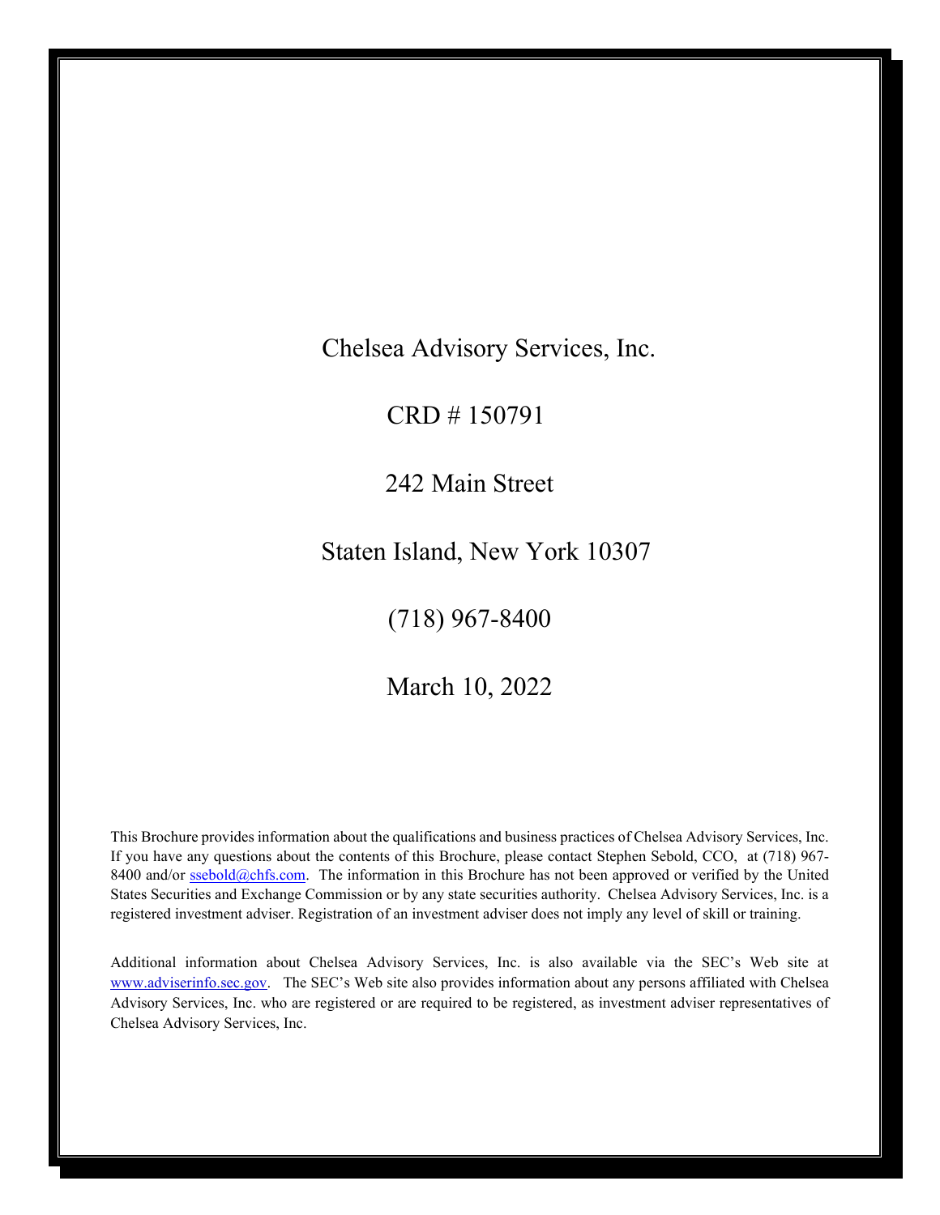# Chelsea Advisory Services, Inc.

CRD # 150791

242 Main Street

Staten Island, New York 10307

(718) 967-8400

March 10, 2022

This Brochure provides information about the qualifications and business practices of Chelsea Advisory Services, Inc. If you have any questions about the contents of this Brochure, please contact Stephen Sebold, CCO, at (718) 967-8400 and/or ssebold@chfs.com. The information in this Brochure has not been approved or verified by the United States Securities and Exchange Commission or by any state securities authority. Chelsea Advisory Services, Inc. is a registered investment adviser. Registration of an investment adviser does not imply any level of skill or training.

Additional information about Chelsea Advisory Services, Inc. is also available via the SEC's Web site at www.adviserinfo.sec.gov. The SEC's Web site also provides information about any persons affiliated with Chelsea Advisory Services, Inc. who are registered or are required to be registered, as investment adviser representatives of Chelsea Advisory Services, Inc.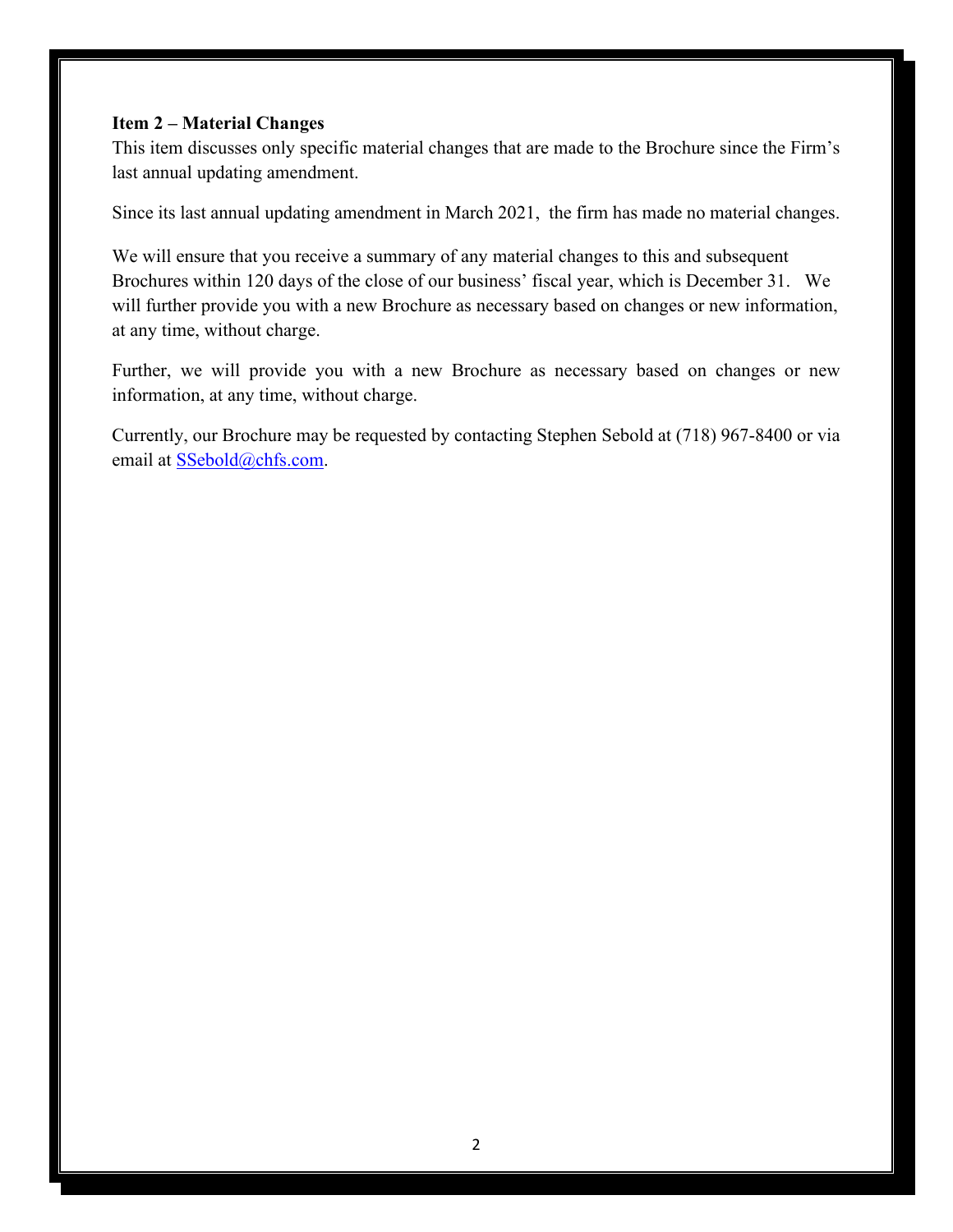**Item 2 – Material Changes**

This item discusses only specific material changes that are made to the Brochure since the Firm's last annual updating amendment.

Since its last annual updating amendment in March 2021, the firm has made no material changes.

We will ensure that you receive a summary of any material changes to this and subsequent Brochures within 120 days of the close of our business' fiscal year, which is December 31. We will further provide you with a new Brochure as necessary based on changes or new information, at any time, without charge.

Further, we will provide you with a new Brochure as necessary based on changes or new information, at any time, without charge.

Currently, our Brochure may be requested by contacting Stephen Sebold at (718) 967-8400 or via email at SSebold@chfs.com.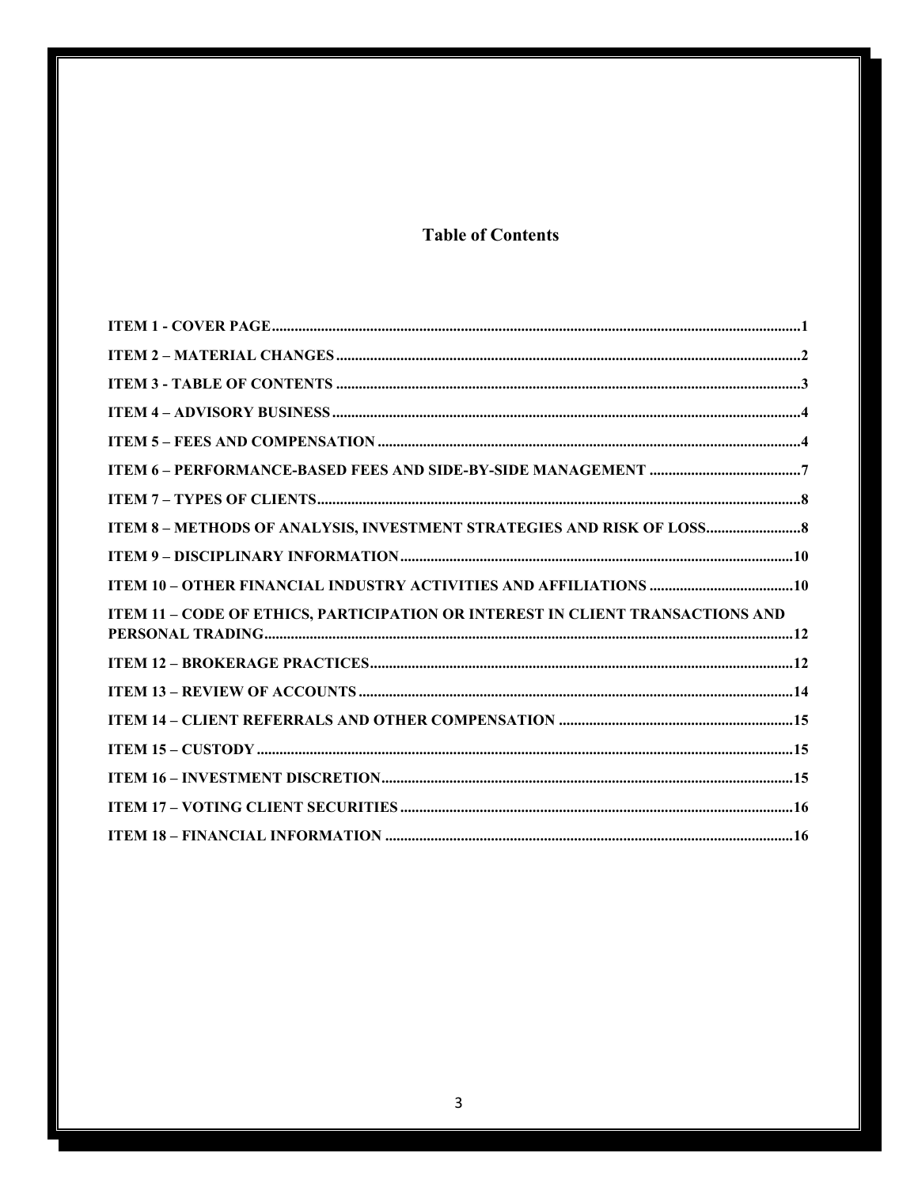## Table of Contents

ITEM 1 - COVER PAGE ............................................................................................................ 1

ITEM 2 – MATERIAL CHANGES ............................................................................................. 2

ITEM 3 - TABLE OF CONTENTS ............................................................................................. 3

ITEM 4 – ADVISORY BUSINESS ............................................................................................. 4

ITEM 5 – FEES AND COMPENSATION ................................................................................... 4

ITEM 6 – PERFORMANCE-BASED FEES AND SIDE-BY-SIDE MANAGEMENT ........................... 7

ITEM 7 – TYPES OF CLIENTS ................................................................................................ 8

ITEM 8 – METHODS OF ANALYSIS, INVESTMENT STRATEGIES AND RISK OF LOSS ................ 8

ITEM 9 – DISCIPLINARY INFORMATION ............................................................................. 10

ITEM 10 – OTHER FINANCIAL INDUSTRY ACTIVITIES AND AFFILIATIONS .......................... 10

ITEM 11 – CODE OF ETHICS, PARTICIPATION OR INTEREST IN CLIENT TRANSACTIONS AND PERSONAL TRADING ........................................................................................................ 12

ITEM 12 – BROKERAGE PRACTICES .................................................................................... 12

ITEM 13 – REVIEW OF ACCOUNTS ...................................................................................... 14

ITEM 14 – CLIENT REFERRALS AND OTHER COMPENSATION ............................................ 15

ITEM 15 – CUSTODY ........................................................................................................... 15

ITEM 16 – INVESTMENT DISCRETION .................................................................................. 15

ITEM 17 – VOTING CLIENT SECURITIES .............................................................................. 16

ITEM 18 – FINANCIAL INFORMATION ................................................................................. 16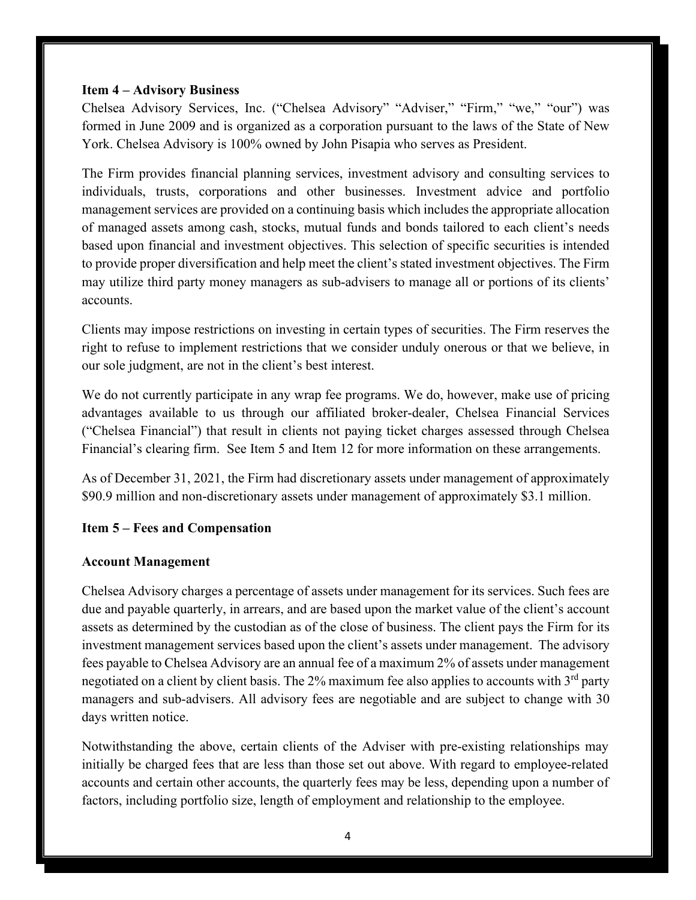## Item 4 – Advisory Business

Chelsea Advisory Services, Inc. ("Chelsea Advisory" "Adviser," "Firm," "we," "our") was formed in June 2009 and is organized as a corporation pursuant to the laws of the State of New York. Chelsea Advisory is 100% owned by John Pisapia who serves as President.

The Firm provides financial planning services, investment advisory and consulting services to individuals, trusts, corporations and other businesses. Investment advice and portfolio management services are provided on a continuing basis which includes the appropriate allocation of managed assets among cash, stocks, mutual funds and bonds tailored to each client's needs based upon financial and investment objectives. This selection of specific securities is intended to provide proper diversification and help meet the client's stated investment objectives. The Firm may utilize third party money managers as sub-advisers to manage all or portions of its clients' accounts.

Clients may impose restrictions on investing in certain types of securities. The Firm reserves the right to refuse to implement restrictions that we consider unduly onerous or that we believe, in our sole judgment, are not in the client's best interest.

We do not currently participate in any wrap fee programs. We do, however, make use of pricing advantages available to us through our affiliated broker-dealer, Chelsea Financial Services ("Chelsea Financial") that result in clients not paying ticket charges assessed through Chelsea Financial's clearing firm. See Item 5 and Item 12 for more information on these arrangements.

As of December 31, 2021, the Firm had discretionary assets under management of approximately $90.9 million and non-discretionary assets under management of approximately $3.1 million.

## Item 5 – Fees and Compensation

### Account Management

Chelsea Advisory charges a percentage of assets under management for its services. Such fees are due and payable quarterly, in arrears, and are based upon the market value of the client's account assets as determined by the custodian as of the close of business. The client pays the Firm for its investment management services based upon the client's assets under management. The advisory fees payable to Chelsea Advisory are an annual fee of a maximum 2% of assets under management negotiated on a client by client basis. The 2% maximum fee also applies to accounts with 3rd party managers and sub-advisers. All advisory fees are negotiable and are subject to change with 30 days written notice.

Notwithstanding the above, certain clients of the Adviser with pre-existing relationships may initially be charged fees that are less than those set out above. With regard to employee-related accounts and certain other accounts, the quarterly fees may be less, depending upon a number of factors, including portfolio size, length of employment and relationship to the employee.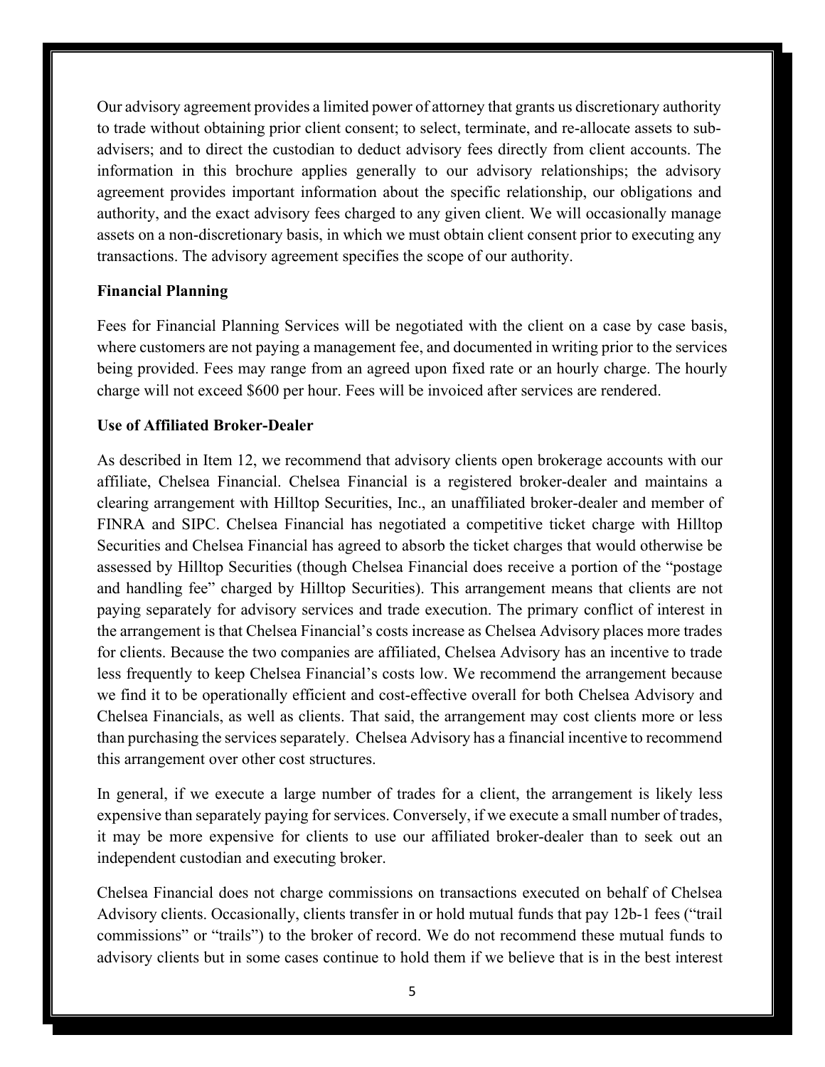Our advisory agreement provides a limited power of attorney that grants us discretionary authority to trade without obtaining prior client consent; to select, terminate, and re-allocate assets to sub-advisers; and to direct the custodian to deduct advisory fees directly from client accounts. The information in this brochure applies generally to our advisory relationships; the advisory agreement provides important information about the specific relationship, our obligations and authority, and the exact advisory fees charged to any given client. We will occasionally manage assets on a non-discretionary basis, in which we must obtain client consent prior to executing any transactions. The advisory agreement specifies the scope of our authority.

**Financial Planning**

Fees for Financial Planning Services will be negotiated with the client on a case by case basis, where customers are not paying a management fee, and documented in writing prior to the services being provided. Fees may range from an agreed upon fixed rate or an hourly charge. The hourly charge will not exceed $600 per hour. Fees will be invoiced after services are rendered.

**Use of Affiliated Broker-Dealer**

As described in Item 12, we recommend that advisory clients open brokerage accounts with our affiliate, Chelsea Financial. Chelsea Financial is a registered broker-dealer and maintains a clearing arrangement with Hilltop Securities, Inc., an unaffiliated broker-dealer and member of FINRA and SIPC. Chelsea Financial has negotiated a competitive ticket charge with Hilltop Securities and Chelsea Financial has agreed to absorb the ticket charges that would otherwise be assessed by Hilltop Securities (though Chelsea Financial does receive a portion of the "postage and handling fee" charged by Hilltop Securities). This arrangement means that clients are not paying separately for advisory services and trade execution. The primary conflict of interest in the arrangement is that Chelsea Financial's costs increase as Chelsea Advisory places more trades for clients. Because the two companies are affiliated, Chelsea Advisory has an incentive to trade less frequently to keep Chelsea Financial's costs low. We recommend the arrangement because we find it to be operationally efficient and cost-effective overall for both Chelsea Advisory and Chelsea Financials, as well as clients. That said, the arrangement may cost clients more or less than purchasing the services separately. Chelsea Advisory has a financial incentive to recommend this arrangement over other cost structures.

In general, if we execute a large number of trades for a client, the arrangement is likely less expensive than separately paying for services. Conversely, if we execute a small number of trades, it may be more expensive for clients to use our affiliated broker-dealer than to seek out an independent custodian and executing broker.

Chelsea Financial does not charge commissions on transactions executed on behalf of Chelsea Advisory clients. Occasionally, clients transfer in or hold mutual funds that pay 12b-1 fees ("trail commissions" or "trails") to the broker of record. We do not recommend these mutual funds to advisory clients but in some cases continue to hold them if we believe that is in the best interest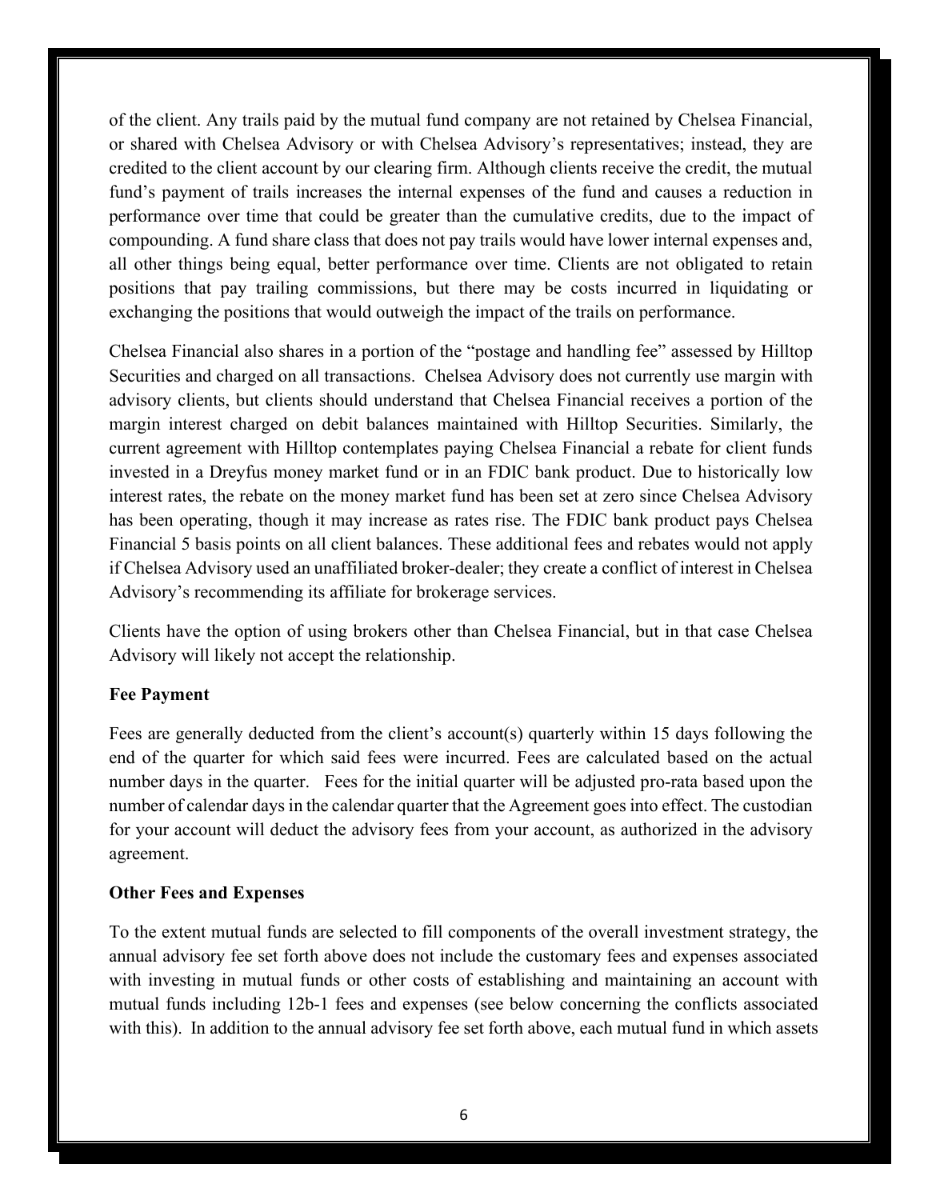of the client. Any trails paid by the mutual fund company are not retained by Chelsea Financial, or shared with Chelsea Advisory or with Chelsea Advisory's representatives; instead, they are credited to the client account by our clearing firm. Although clients receive the credit, the mutual fund's payment of trails increases the internal expenses of the fund and causes a reduction in performance over time that could be greater than the cumulative credits, due to the impact of compounding. A fund share class that does not pay trails would have lower internal expenses and, all other things being equal, better performance over time. Clients are not obligated to retain positions that pay trailing commissions, but there may be costs incurred in liquidating or exchanging the positions that would outweigh the impact of the trails on performance.

Chelsea Financial also shares in a portion of the "postage and handling fee" assessed by Hilltop Securities and charged on all transactions. Chelsea Advisory does not currently use margin with advisory clients, but clients should understand that Chelsea Financial receives a portion of the margin interest charged on debit balances maintained with Hilltop Securities. Similarly, the current agreement with Hilltop contemplates paying Chelsea Financial a rebate for client funds invested in a Dreyfus money market fund or in an FDIC bank product. Due to historically low interest rates, the rebate on the money market fund has been set at zero since Chelsea Advisory has been operating, though it may increase as rates rise. The FDIC bank product pays Chelsea Financial 5 basis points on all client balances. These additional fees and rebates would not apply if Chelsea Advisory used an unaffiliated broker-dealer; they create a conflict of interest in Chelsea Advisory's recommending its affiliate for brokerage services.

Clients have the option of using brokers other than Chelsea Financial, but in that case Chelsea Advisory will likely not accept the relationship.

**Fee Payment**

Fees are generally deducted from the client's account(s) quarterly within 15 days following the end of the quarter for which said fees were incurred. Fees are calculated based on the actual number days in the quarter. Fees for the initial quarter will be adjusted pro-rata based upon the number of calendar days in the calendar quarter that the Agreement goes into effect. The custodian for your account will deduct the advisory fees from your account, as authorized in the advisory agreement.

**Other Fees and Expenses**

To the extent mutual funds are selected to fill components of the overall investment strategy, the annual advisory fee set forth above does not include the customary fees and expenses associated with investing in mutual funds or other costs of establishing and maintaining an account with mutual funds including 12b-1 fees and expenses (see below concerning the conflicts associated with this). In addition to the annual advisory fee set forth above, each mutual fund in which assets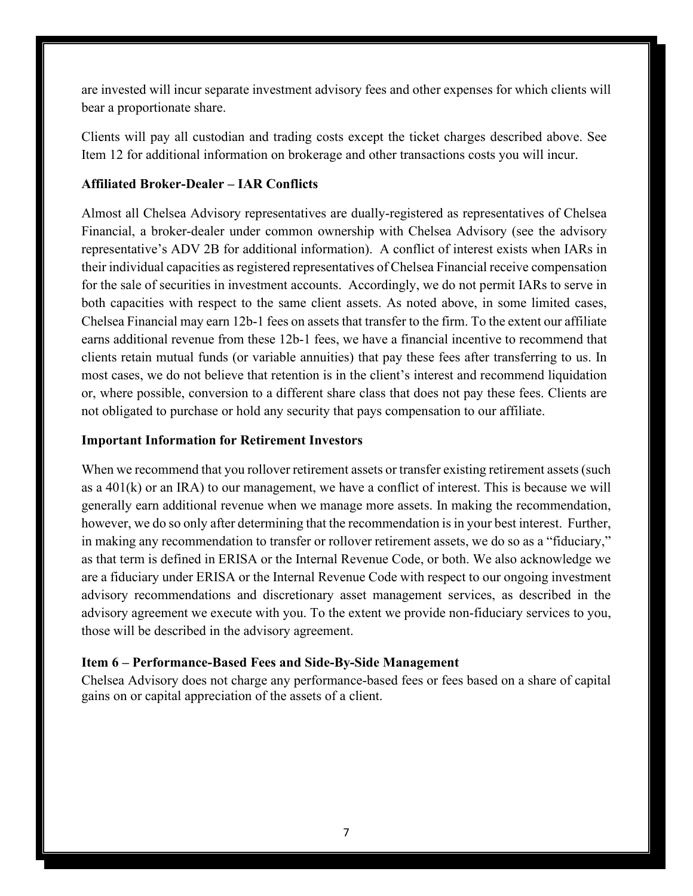are invested will incur separate investment advisory fees and other expenses for which clients will bear a proportionate share.

Clients will pay all custodian and trading costs except the ticket charges described above. See Item 12 for additional information on brokerage and other transactions costs you will incur.

**Affiliated Broker-Dealer – IAR Conflicts**

Almost all Chelsea Advisory representatives are dually-registered as representatives of Chelsea Financial, a broker-dealer under common ownership with Chelsea Advisory (see the advisory representative's ADV 2B for additional information). A conflict of interest exists when IARs in their individual capacities as registered representatives of Chelsea Financial receive compensation for the sale of securities in investment accounts. Accordingly, we do not permit IARs to serve in both capacities with respect to the same client assets. As noted above, in some limited cases, Chelsea Financial may earn 12b-1 fees on assets that transfer to the firm. To the extent our affiliate earns additional revenue from these 12b-1 fees, we have a financial incentive to recommend that clients retain mutual funds (or variable annuities) that pay these fees after transferring to us. In most cases, we do not believe that retention is in the client's interest and recommend liquidation or, where possible, conversion to a different share class that does not pay these fees. Clients are not obligated to purchase or hold any security that pays compensation to our affiliate.

**Important Information for Retirement Investors**

When we recommend that you rollover retirement assets or transfer existing retirement assets (such as a 401(k) or an IRA) to our management, we have a conflict of interest. This is because we will generally earn additional revenue when we manage more assets. In making the recommendation, however, we do so only after determining that the recommendation is in your best interest. Further, in making any recommendation to transfer or rollover retirement assets, we do so as a "fiduciary," as that term is defined in ERISA or the Internal Revenue Code, or both. We also acknowledge we are a fiduciary under ERISA or the Internal Revenue Code with respect to our ongoing investment advisory recommendations and discretionary asset management services, as described in the advisory agreement we execute with you. To the extent we provide non-fiduciary services to you, those will be described in the advisory agreement.

## Item 6 – Performance-Based Fees and Side-By-Side Management

Chelsea Advisory does not charge any performance-based fees or fees based on a share of capital gains on or capital appreciation of the assets of a client.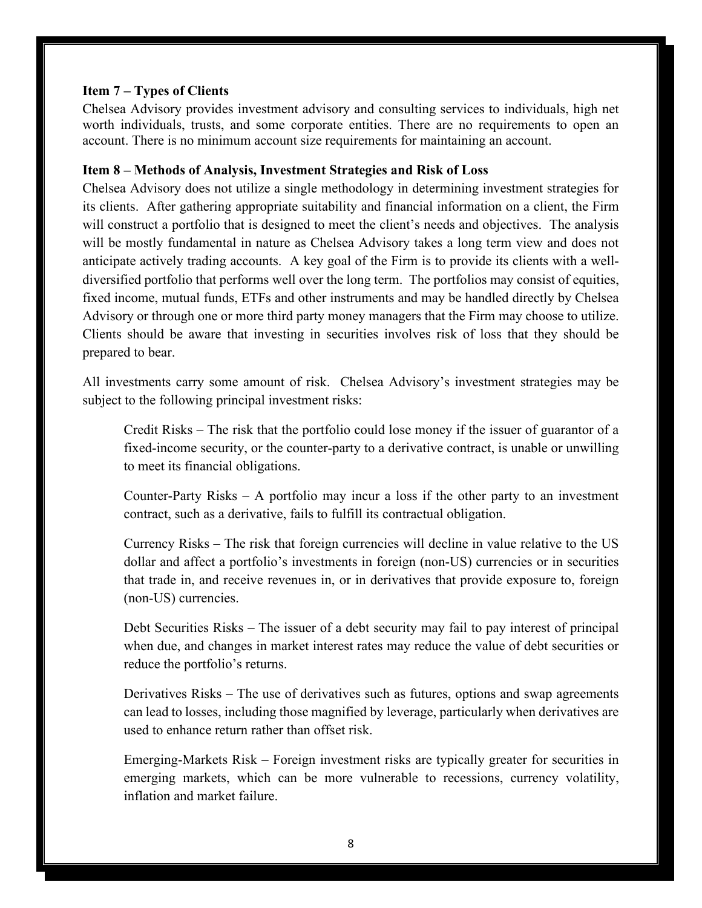**Item 7 – Types of Clients**

Chelsea Advisory provides investment advisory and consulting services to individuals, high net worth individuals, trusts, and some corporate entities. There are no requirements to open an account. There is no minimum account size requirements for maintaining an account.

**Item 8 – Methods of Analysis, Investment Strategies and Risk of Loss**

Chelsea Advisory does not utilize a single methodology in determining investment strategies for its clients. After gathering appropriate suitability and financial information on a client, the Firm will construct a portfolio that is designed to meet the client's needs and objectives. The analysis will be mostly fundamental in nature as Chelsea Advisory takes a long term view and does not anticipate actively trading accounts. A key goal of the Firm is to provide its clients with a well-diversified portfolio that performs well over the long term. The portfolios may consist of equities, fixed income, mutual funds, ETFs and other instruments and may be handled directly by Chelsea Advisory or through one or more third party money managers that the Firm may choose to utilize. Clients should be aware that investing in securities involves risk of loss that they should be prepared to bear.

All investments carry some amount of risk. Chelsea Advisory's investment strategies may be subject to the following principal investment risks:

Credit Risks – The risk that the portfolio could lose money if the issuer of guarantor of a fixed-income security, or the counter-party to a derivative contract, is unable or unwilling to meet its financial obligations.

Counter-Party Risks – A portfolio may incur a loss if the other party to an investment contract, such as a derivative, fails to fulfill its contractual obligation.

Currency Risks – The risk that foreign currencies will decline in value relative to the US dollar and affect a portfolio's investments in foreign (non-US) currencies or in securities that trade in, and receive revenues in, or in derivatives that provide exposure to, foreign (non-US) currencies.

Debt Securities Risks – The issuer of a debt security may fail to pay interest of principal when due, and changes in market interest rates may reduce the value of debt securities or reduce the portfolio's returns.

Derivatives Risks – The use of derivatives such as futures, options and swap agreements can lead to losses, including those magnified by leverage, particularly when derivatives are used to enhance return rather than offset risk.

Emerging-Markets Risk – Foreign investment risks are typically greater for securities in emerging markets, which can be more vulnerable to recessions, currency volatility, inflation and market failure.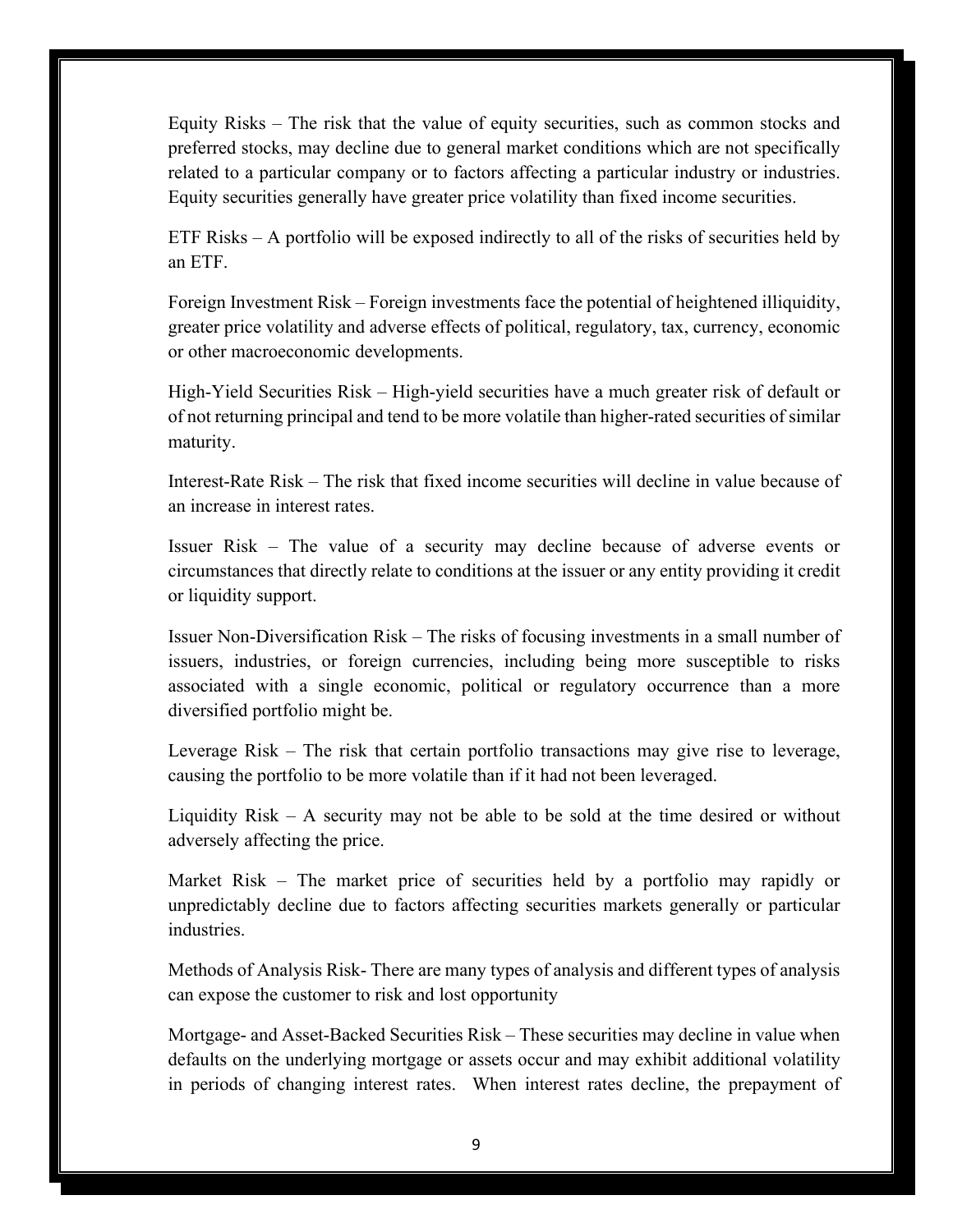Equity Risks – The risk that the value of equity securities, such as common stocks and preferred stocks, may decline due to general market conditions which are not specifically related to a particular company or to factors affecting a particular industry or industries. Equity securities generally have greater price volatility than fixed income securities.

ETF Risks – A portfolio will be exposed indirectly to all of the risks of securities held by an ETF.

Foreign Investment Risk – Foreign investments face the potential of heightened illiquidity, greater price volatility and adverse effects of political, regulatory, tax, currency, economic or other macroeconomic developments.

High-Yield Securities Risk – High-yield securities have a much greater risk of default or of not returning principal and tend to be more volatile than higher-rated securities of similar maturity.

Interest-Rate Risk – The risk that fixed income securities will decline in value because of an increase in interest rates.

Issuer Risk – The value of a security may decline because of adverse events or circumstances that directly relate to conditions at the issuer or any entity providing it credit or liquidity support.

Issuer Non-Diversification Risk – The risks of focusing investments in a small number of issuers, industries, or foreign currencies, including being more susceptible to risks associated with a single economic, political or regulatory occurrence than a more diversified portfolio might be.

Leverage Risk – The risk that certain portfolio transactions may give rise to leverage, causing the portfolio to be more volatile than if it had not been leveraged.

Liquidity Risk – A security may not be able to be sold at the time desired or without adversely affecting the price.

Market Risk – The market price of securities held by a portfolio may rapidly or unpredictably decline due to factors affecting securities markets generally or particular industries.

Methods of Analysis Risk- There are many types of analysis and different types of analysis can expose the customer to risk and lost opportunity

Mortgage- and Asset-Backed Securities Risk – These securities may decline in value when defaults on the underlying mortgage or assets occur and may exhibit additional volatility in periods of changing interest rates. When interest rates decline, the prepayment of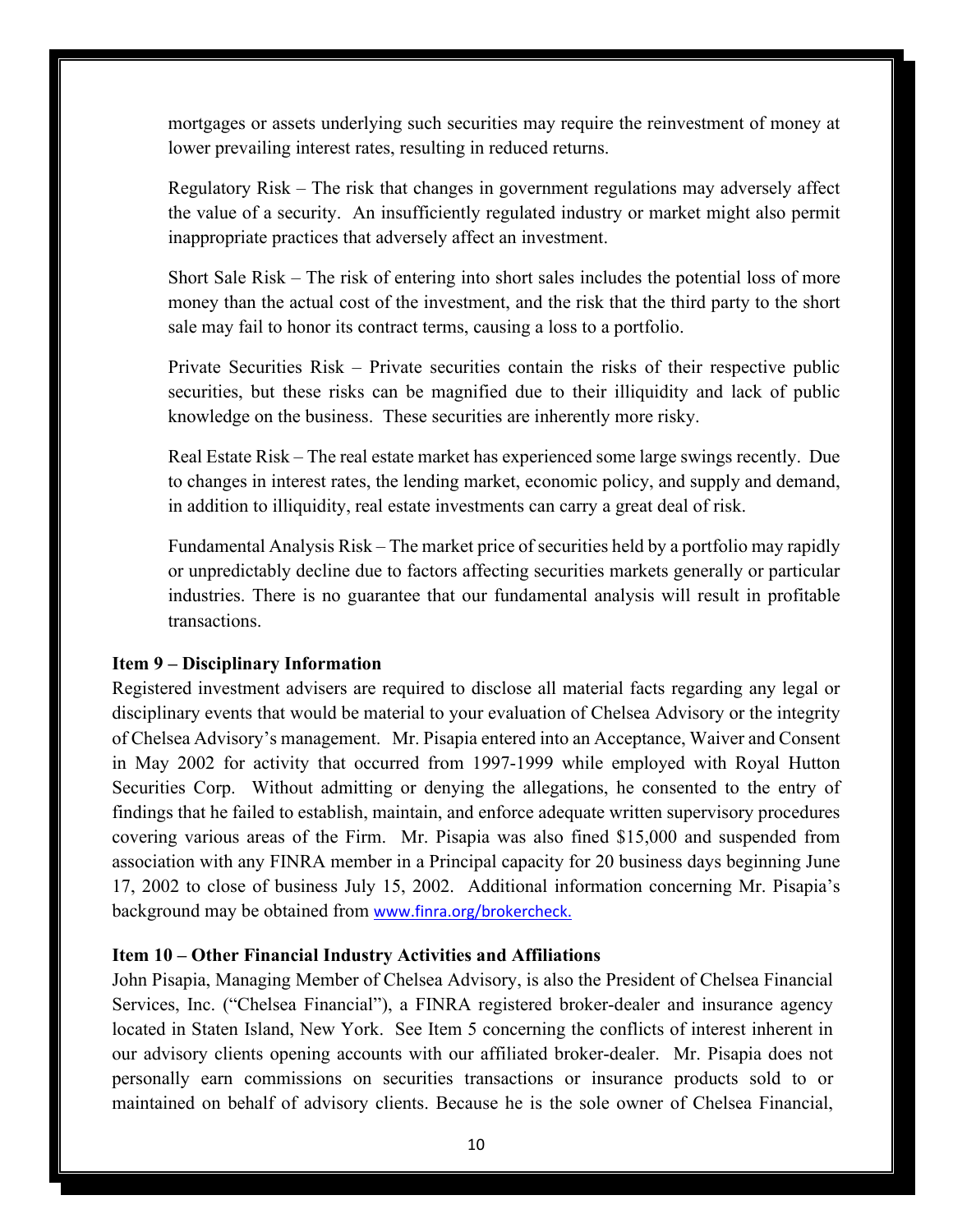mortgages or assets underlying such securities may require the reinvestment of money at lower prevailing interest rates, resulting in reduced returns.

Regulatory Risk – The risk that changes in government regulations may adversely affect the value of a security. An insufficiently regulated industry or market might also permit inappropriate practices that adversely affect an investment.

Short Sale Risk – The risk of entering into short sales includes the potential loss of more money than the actual cost of the investment, and the risk that the third party to the short sale may fail to honor its contract terms, causing a loss to a portfolio.

Private Securities Risk – Private securities contain the risks of their respective public securities, but these risks can be magnified due to their illiquidity and lack of public knowledge on the business. These securities are inherently more risky.

Real Estate Risk – The real estate market has experienced some large swings recently. Due to changes in interest rates, the lending market, economic policy, and supply and demand, in addition to illiquidity, real estate investments can carry a great deal of risk.

Fundamental Analysis Risk – The market price of securities held by a portfolio may rapidly or unpredictably decline due to factors affecting securities markets generally or particular industries. There is no guarantee that our fundamental analysis will result in profitable transactions.

**Item 9 – Disciplinary Information**

Registered investment advisers are required to disclose all material facts regarding any legal or disciplinary events that would be material to your evaluation of Chelsea Advisory or the integrity of Chelsea Advisory's management. Mr. Pisapia entered into an Acceptance, Waiver and Consent in May 2002 for activity that occurred from 1997-1999 while employed with Royal Hutton Securities Corp. Without admitting or denying the allegations, he consented to the entry of findings that he failed to establish, maintain, and enforce adequate written supervisory procedures covering various areas of the Firm. Mr. Pisapia was also fined $15,000 and suspended from association with any FINRA member in a Principal capacity for 20 business days beginning June 17, 2002 to close of business July 15, 2002. Additional information concerning Mr. Pisapia's background may be obtained from www.finra.org/brokercheck.

**Item 10 – Other Financial Industry Activities and Affiliations**

John Pisapia, Managing Member of Chelsea Advisory, is also the President of Chelsea Financial Services, Inc. ("Chelsea Financial"), a FINRA registered broker-dealer and insurance agency located in Staten Island, New York. See Item 5 concerning the conflicts of interest inherent in our advisory clients opening accounts with our affiliated broker-dealer. Mr. Pisapia does not personally earn commissions on securities transactions or insurance products sold to or maintained on behalf of advisory clients. Because he is the sole owner of Chelsea Financial,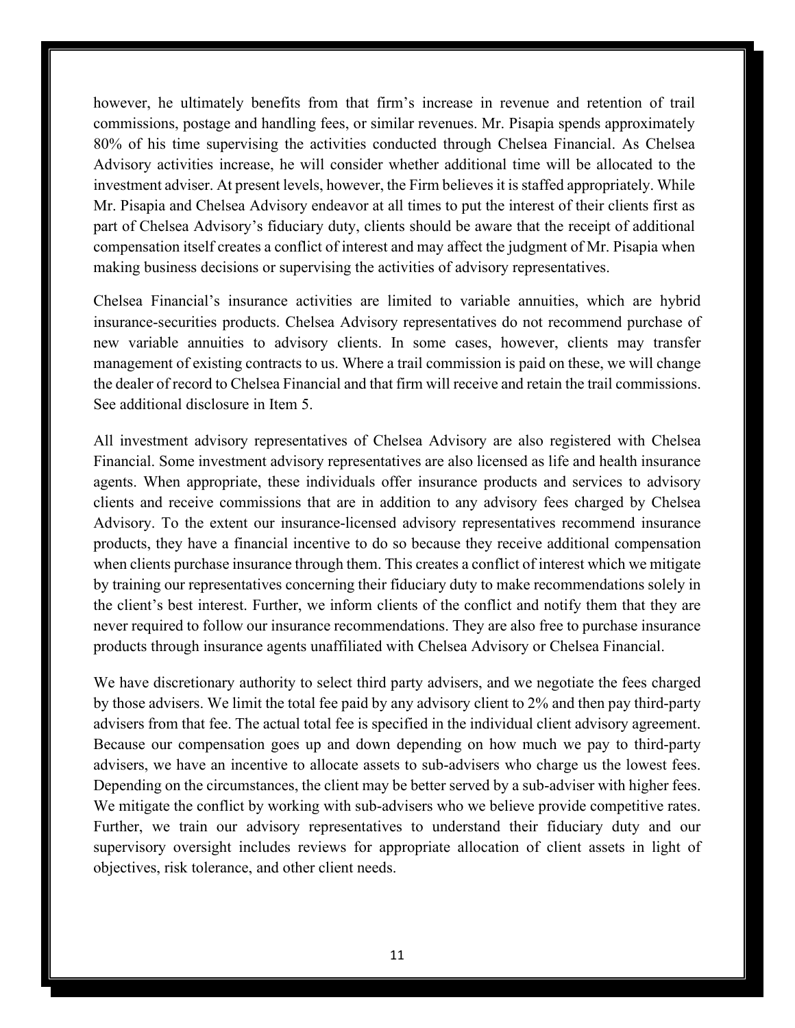however, he ultimately benefits from that firm's increase in revenue and retention of trail commissions, postage and handling fees, or similar revenues. Mr. Pisapia spends approximately 80% of his time supervising the activities conducted through Chelsea Financial. As Chelsea Advisory activities increase, he will consider whether additional time will be allocated to the investment adviser. At present levels, however, the Firm believes it is staffed appropriately. While Mr. Pisapia and Chelsea Advisory endeavor at all times to put the interest of their clients first as part of Chelsea Advisory's fiduciary duty, clients should be aware that the receipt of additional compensation itself creates a conflict of interest and may affect the judgment of Mr. Pisapia when making business decisions or supervising the activities of advisory representatives.

Chelsea Financial's insurance activities are limited to variable annuities, which are hybrid insurance-securities products. Chelsea Advisory representatives do not recommend purchase of new variable annuities to advisory clients. In some cases, however, clients may transfer management of existing contracts to us. Where a trail commission is paid on these, we will change the dealer of record to Chelsea Financial and that firm will receive and retain the trail commissions. See additional disclosure in Item 5.

All investment advisory representatives of Chelsea Advisory are also registered with Chelsea Financial. Some investment advisory representatives are also licensed as life and health insurance agents. When appropriate, these individuals offer insurance products and services to advisory clients and receive commissions that are in addition to any advisory fees charged by Chelsea Advisory. To the extent our insurance-licensed advisory representatives recommend insurance products, they have a financial incentive to do so because they receive additional compensation when clients purchase insurance through them. This creates a conflict of interest which we mitigate by training our representatives concerning their fiduciary duty to make recommendations solely in the client's best interest. Further, we inform clients of the conflict and notify them that they are never required to follow our insurance recommendations. They are also free to purchase insurance products through insurance agents unaffiliated with Chelsea Advisory or Chelsea Financial.

We have discretionary authority to select third party advisers, and we negotiate the fees charged by those advisers. We limit the total fee paid by any advisory client to 2% and then pay third-party advisers from that fee. The actual total fee is specified in the individual client advisory agreement. Because our compensation goes up and down depending on how much we pay to third-party advisers, we have an incentive to allocate assets to sub-advisers who charge us the lowest fees. Depending on the circumstances, the client may be better served by a sub-adviser with higher fees. We mitigate the conflict by working with sub-advisers who we believe provide competitive rates. Further, we train our advisory representatives to understand their fiduciary duty and our supervisory oversight includes reviews for appropriate allocation of client assets in light of objectives, risk tolerance, and other client needs.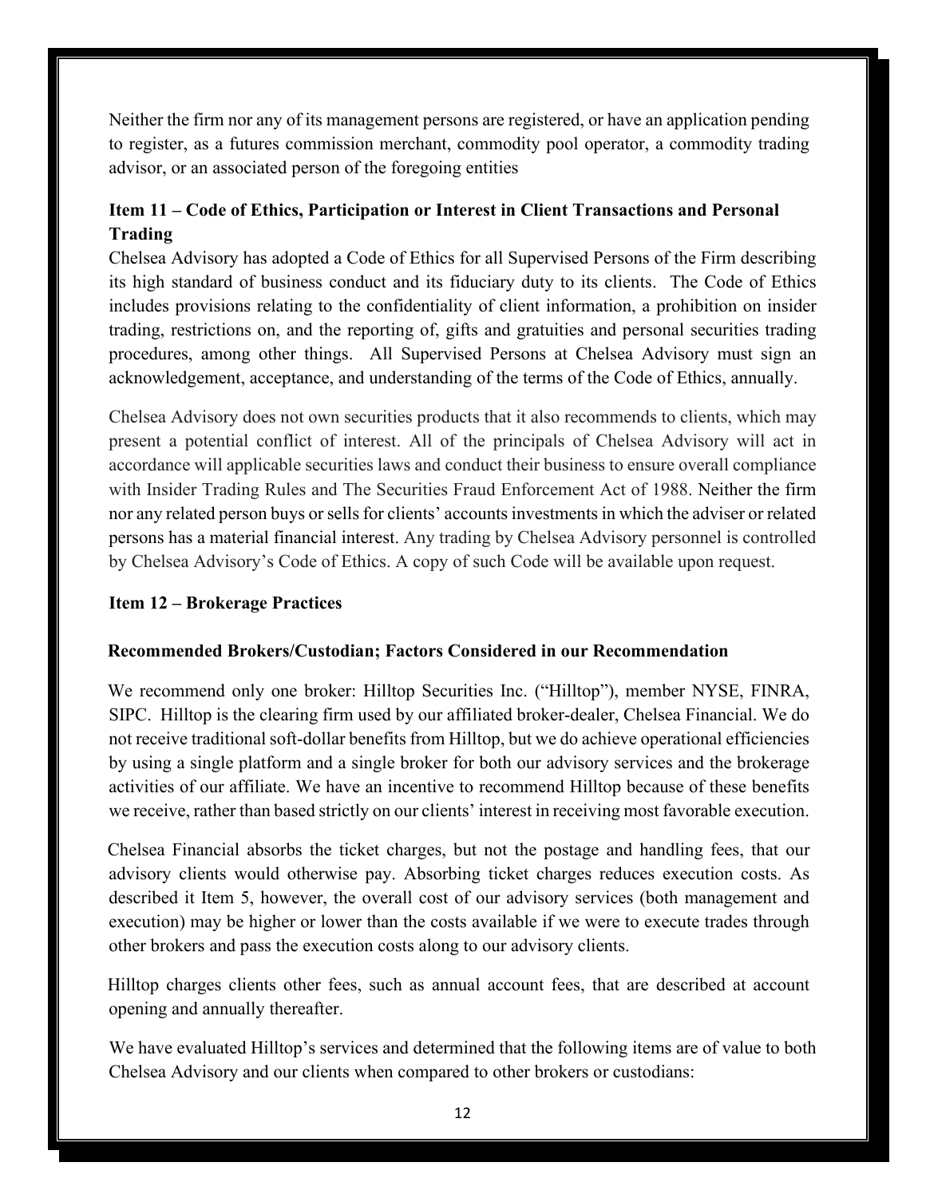Neither the firm nor any of its management persons are registered, or have an application pending to register, as a futures commission merchant, commodity pool operator, a commodity trading advisor, or an associated person of the foregoing entities

## Item 11 – Code of Ethics, Participation or Interest in Client Transactions and Personal Trading

Chelsea Advisory has adopted a Code of Ethics for all Supervised Persons of the Firm describing its high standard of business conduct and its fiduciary duty to its clients. The Code of Ethics includes provisions relating to the confidentiality of client information, a prohibition on insider trading, restrictions on, and the reporting of, gifts and gratuities and personal securities trading procedures, among other things. All Supervised Persons at Chelsea Advisory must sign an acknowledgement, acceptance, and understanding of the terms of the Code of Ethics, annually.

Chelsea Advisory does not own securities products that it also recommends to clients, which may present a potential conflict of interest. All of the principals of Chelsea Advisory will act in accordance will applicable securities laws and conduct their business to ensure overall compliance with Insider Trading Rules and The Securities Fraud Enforcement Act of 1988. Neither the firm nor any related person buys or sells for clients' accounts investments in which the adviser or related persons has a material financial interest. Any trading by Chelsea Advisory personnel is controlled by Chelsea Advisory's Code of Ethics. A copy of such Code will be available upon request.

## Item 12 – Brokerage Practices

### Recommended Brokers/Custodian; Factors Considered in our Recommendation

We recommend only one broker: Hilltop Securities Inc. ("Hilltop"), member NYSE, FINRA, SIPC. Hilltop is the clearing firm used by our affiliated broker-dealer, Chelsea Financial. We do not receive traditional soft-dollar benefits from Hilltop, but we do achieve operational efficiencies by using a single platform and a single broker for both our advisory services and the brokerage activities of our affiliate. We have an incentive to recommend Hilltop because of these benefits we receive, rather than based strictly on our clients' interest in receiving most favorable execution.

Chelsea Financial absorbs the ticket charges, but not the postage and handling fees, that our advisory clients would otherwise pay. Absorbing ticket charges reduces execution costs. As described it Item 5, however, the overall cost of our advisory services (both management and execution) may be higher or lower than the costs available if we were to execute trades through other brokers and pass the execution costs along to our advisory clients.

Hilltop charges clients other fees, such as annual account fees, that are described at account opening and annually thereafter.

We have evaluated Hilltop's services and determined that the following items are of value to both Chelsea Advisory and our clients when compared to other brokers or custodians: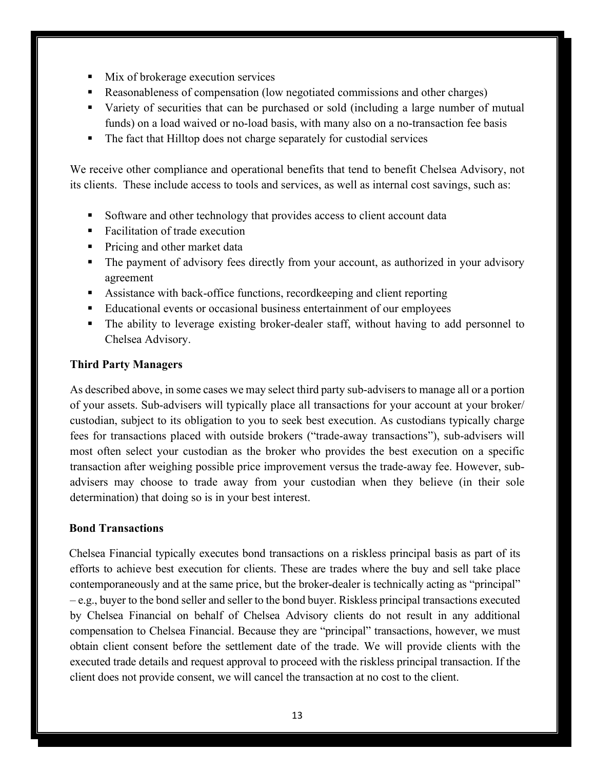- Mix of brokerage execution services
- Reasonableness of compensation (low negotiated commissions and other charges)
- Variety of securities that can be purchased or sold (including a large number of mutual funds) on a load waived or no-load basis, with many also on a no-transaction fee basis
- The fact that Hilltop does not charge separately for custodial services

We receive other compliance and operational benefits that tend to benefit Chelsea Advisory, not its clients. These include access to tools and services, as well as internal cost savings, such as:

- Software and other technology that provides access to client account data
- Facilitation of trade execution
- Pricing and other market data
- The payment of advisory fees directly from your account, as authorized in your advisory agreement
- Assistance with back-office functions, recordkeeping and client reporting
- Educational events or occasional business entertainment of our employees
- The ability to leverage existing broker-dealer staff, without having to add personnel to Chelsea Advisory.

**Third Party Managers**

As described above, in some cases we may select third party sub-advisers to manage all or a portion of your assets. Sub-advisers will typically place all transactions for your account at your broker/ custodian, subject to its obligation to you to seek best execution. As custodians typically charge fees for transactions placed with outside brokers ("trade-away transactions"), sub-advisers will most often select your custodian as the broker who provides the best execution on a specific transaction after weighing possible price improvement versus the trade-away fee. However, sub-advisers may choose to trade away from your custodian when they believe (in their sole determination) that doing so is in your best interest.

**Bond Transactions**

Chelsea Financial typically executes bond transactions on a riskless principal basis as part of its efforts to achieve best execution for clients. These are trades where the buy and sell take place contemporaneously and at the same price, but the broker-dealer is technically acting as "principal" – e.g., buyer to the bond seller and seller to the bond buyer. Riskless principal transactions executed by Chelsea Financial on behalf of Chelsea Advisory clients do not result in any additional compensation to Chelsea Financial. Because they are "principal" transactions, however, we must obtain client consent before the settlement date of the trade. We will provide clients with the executed trade details and request approval to proceed with the riskless principal transaction. If the client does not provide consent, we will cancel the transaction at no cost to the client.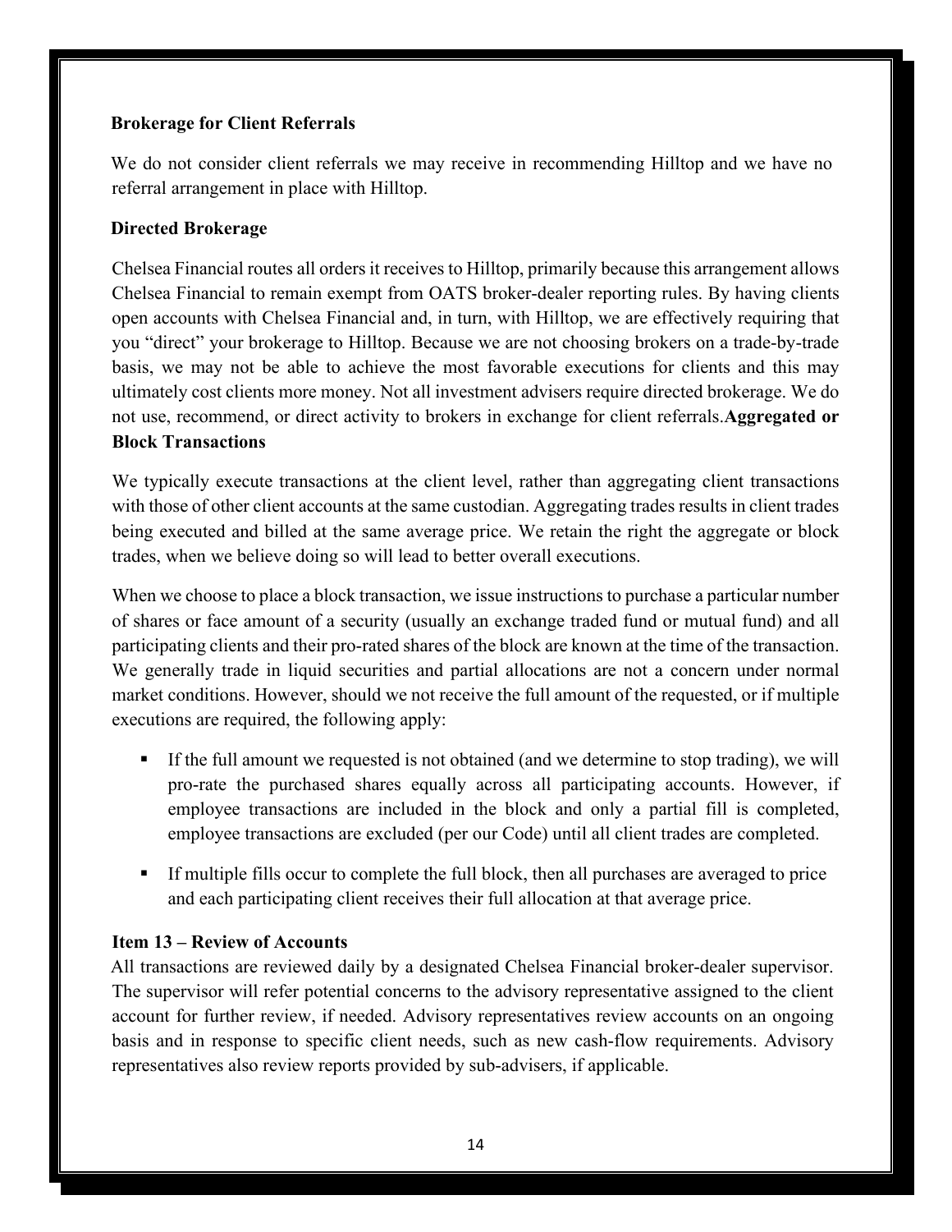**Brokerage for Client Referrals**

We do not consider client referrals we may receive in recommending Hilltop and we have no referral arrangement in place with Hilltop.

**Directed Brokerage**

Chelsea Financial routes all orders it receives to Hilltop, primarily because this arrangement allows Chelsea Financial to remain exempt from OATS broker-dealer reporting rules. By having clients open accounts with Chelsea Financial and, in turn, with Hilltop, we are effectively requiring that you "direct" your brokerage to Hilltop. Because we are not choosing brokers on a trade-by-trade basis, we may not be able to achieve the most favorable executions for clients and this may ultimately cost clients more money. Not all investment advisers require directed brokerage. We do not use, recommend, or direct activity to brokers in exchange for client referrals.

**Aggregated or Block Transactions**

We typically execute transactions at the client level, rather than aggregating client transactions with those of other client accounts at the same custodian. Aggregating trades results in client trades being executed and billed at the same average price. We retain the right the aggregate or block trades, when we believe doing so will lead to better overall executions.

When we choose to place a block transaction, we issue instructions to purchase a particular number of shares or face amount of a security (usually an exchange traded fund or mutual fund) and all participating clients and their pro-rated shares of the block are known at the time of the transaction. We generally trade in liquid securities and partial allocations are not a concern under normal market conditions. However, should we not receive the full amount of the requested, or if multiple executions are required, the following apply:

- If the full amount we requested is not obtained (and we determine to stop trading), we will pro-rate the purchased shares equally across all participating accounts. However, if employee transactions are included in the block and only a partial fill is completed, employee transactions are excluded (per our Code) until all client trades are completed.
- If multiple fills occur to complete the full block, then all purchases are averaged to price and each participating client receives their full allocation at that average price.

**Item 13 – Review of Accounts**

All transactions are reviewed daily by a designated Chelsea Financial broker-dealer supervisor. The supervisor will refer potential concerns to the advisory representative assigned to the client account for further review, if needed. Advisory representatives review accounts on an ongoing basis and in response to specific client needs, such as new cash-flow requirements. Advisory representatives also review reports provided by sub-advisers, if applicable.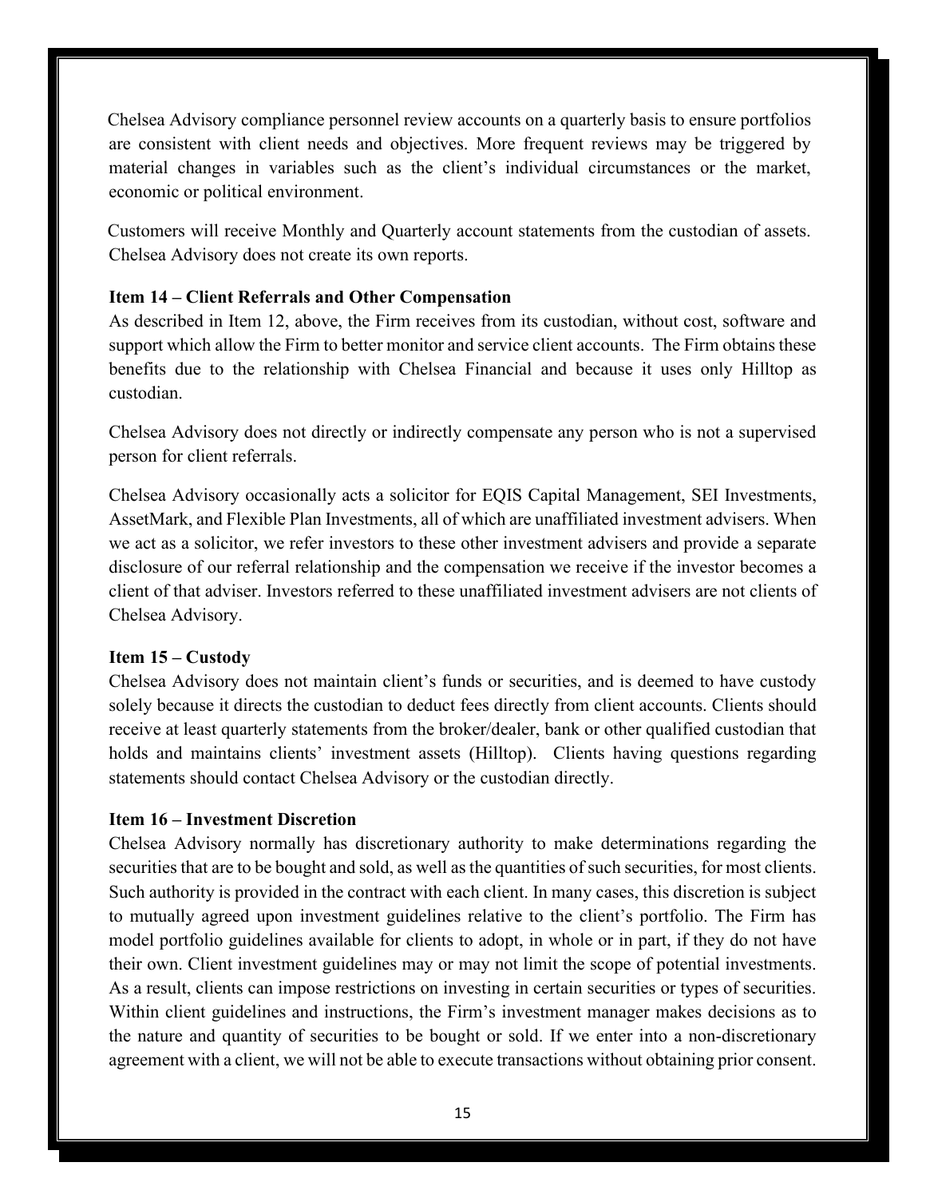Chelsea Advisory compliance personnel review accounts on a quarterly basis to ensure portfolios are consistent with client needs and objectives. More frequent reviews may be triggered by material changes in variables such as the client's individual circumstances or the market, economic or political environment.

Customers will receive Monthly and Quarterly account statements from the custodian of assets. Chelsea Advisory does not create its own reports.

### Item 14 – Client Referrals and Other Compensation

As described in Item 12, above, the Firm receives from its custodian, without cost, software and support which allow the Firm to better monitor and service client accounts. The Firm obtains these benefits due to the relationship with Chelsea Financial and because it uses only Hilltop as custodian.

Chelsea Advisory does not directly or indirectly compensate any person who is not a supervised person for client referrals.

Chelsea Advisory occasionally acts a solicitor for EQIS Capital Management, SEI Investments, AssetMark, and Flexible Plan Investments, all of which are unaffiliated investment advisers. When we act as a solicitor, we refer investors to these other investment advisers and provide a separate disclosure of our referral relationship and the compensation we receive if the investor becomes a client of that adviser. Investors referred to these unaffiliated investment advisers are not clients of Chelsea Advisory.

### Item 15 – Custody

Chelsea Advisory does not maintain client's funds or securities, and is deemed to have custody solely because it directs the custodian to deduct fees directly from client accounts. Clients should receive at least quarterly statements from the broker/dealer, bank or other qualified custodian that holds and maintains clients' investment assets (Hilltop). Clients having questions regarding statements should contact Chelsea Advisory or the custodian directly.

### Item 16 – Investment Discretion

Chelsea Advisory normally has discretionary authority to make determinations regarding the securities that are to be bought and sold, as well as the quantities of such securities, for most clients. Such authority is provided in the contract with each client. In many cases, this discretion is subject to mutually agreed upon investment guidelines relative to the client's portfolio. The Firm has model portfolio guidelines available for clients to adopt, in whole or in part, if they do not have their own. Client investment guidelines may or may not limit the scope of potential investments. As a result, clients can impose restrictions on investing in certain securities or types of securities. Within client guidelines and instructions, the Firm's investment manager makes decisions as to the nature and quantity of securities to be bought or sold. If we enter into a non-discretionary agreement with a client, we will not be able to execute transactions without obtaining prior consent.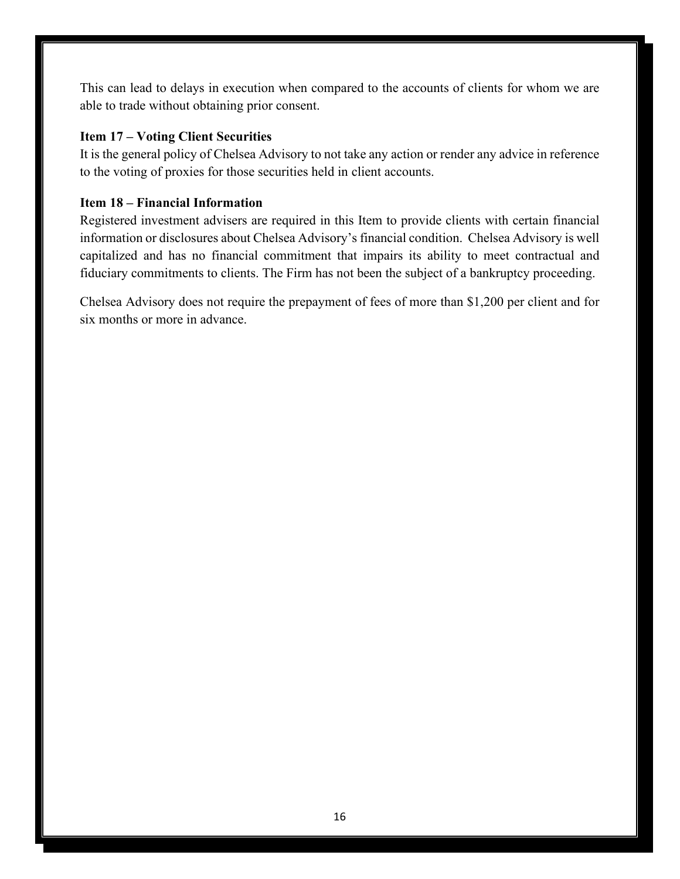This can lead to delays in execution when compared to the accounts of clients for whom we are able to trade without obtaining prior consent.

**Item 17 – Voting Client Securities**

It is the general policy of Chelsea Advisory to not take any action or render any advice in reference to the voting of proxies for those securities held in client accounts.

**Item 18 – Financial Information**

Registered investment advisers are required in this Item to provide clients with certain financial information or disclosures about Chelsea Advisory's financial condition. Chelsea Advisory is well capitalized and has no financial commitment that impairs its ability to meet contractual and fiduciary commitments to clients. The Firm has not been the subject of a bankruptcy proceeding.

Chelsea Advisory does not require the prepayment of fees of more than $1,200 per client and for six months or more in advance.